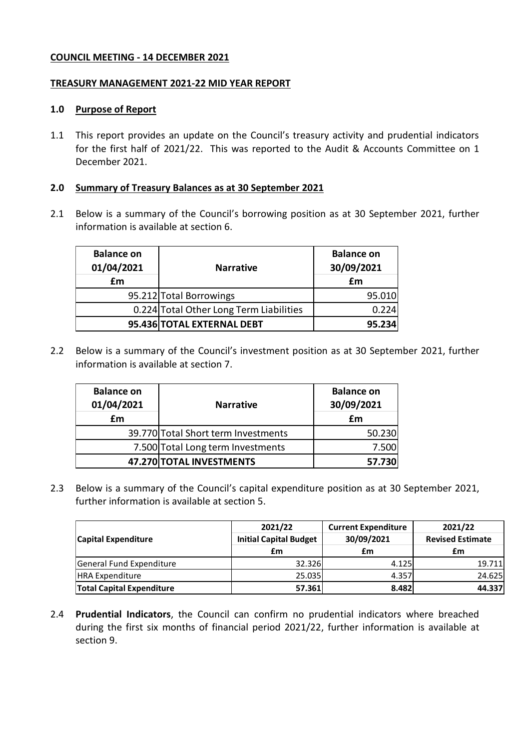**COUNCIL MEETING - 14 DECEMBER 2021**

**TREASURY MANAGEMENT 2021-22 MID YEAR REPORT**

## 1.0 Purpose of Report

1.1 This report provides an update on the Council's treasury activity and prudential indicators for the first half of 2021/22. This was reported to the Audit & Accounts Committee on 1 December 2021.

## 2.0 Summary of Treasury Balances as at 30 September 2021

2.1 Below is a summary of the Council's borrowing position as at 30 September 2021, further information is available at section 6.

| Balance on 01/04/2021 £m | Narrative | Balance on 30/09/2021 £m |
|---|---|---|
| 95.212 | Total Borrowings | 95.010 |
| 0.224 | Total Other Long Term Liabilities | 0.224 |
| **95.436** | **TOTAL EXTERNAL DEBT** | **95.234** |

2.2 Below is a summary of the Council's investment position as at 30 September 2021, further information is available at section 7.

| Balance on 01/04/2021 £m | Narrative | Balance on 30/09/2021 £m |
|---|---|---|
| 39.770 | Total Short term Investments | 50.230 |
| 7.500 | Total Long term Investments | 7.500 |
| **47.270** | **TOTAL INVESTMENTS** | **57.730** |

2.3 Below is a summary of the Council's capital expenditure position as at 30 September 2021, further information is available at section 5.

| Capital Expenditure | 2021/22 Initial Capital Budget £m | Current Expenditure 30/09/2021 £m | 2021/22 Revised Estimate £m |
|---|---|---|---|
| General Fund Expenditure | 32.326 | 4.125 | 19.711 |
| HRA Expenditure | 25.035 | 4.357 | 24.625 |
| **Total Capital Expenditure** | **57.361** | **8.482** | **44.337** |

2.4 **Prudential Indicators**, the Council can confirm no prudential indicators where breached during the first six months of financial period 2021/22, further information is available at section 9.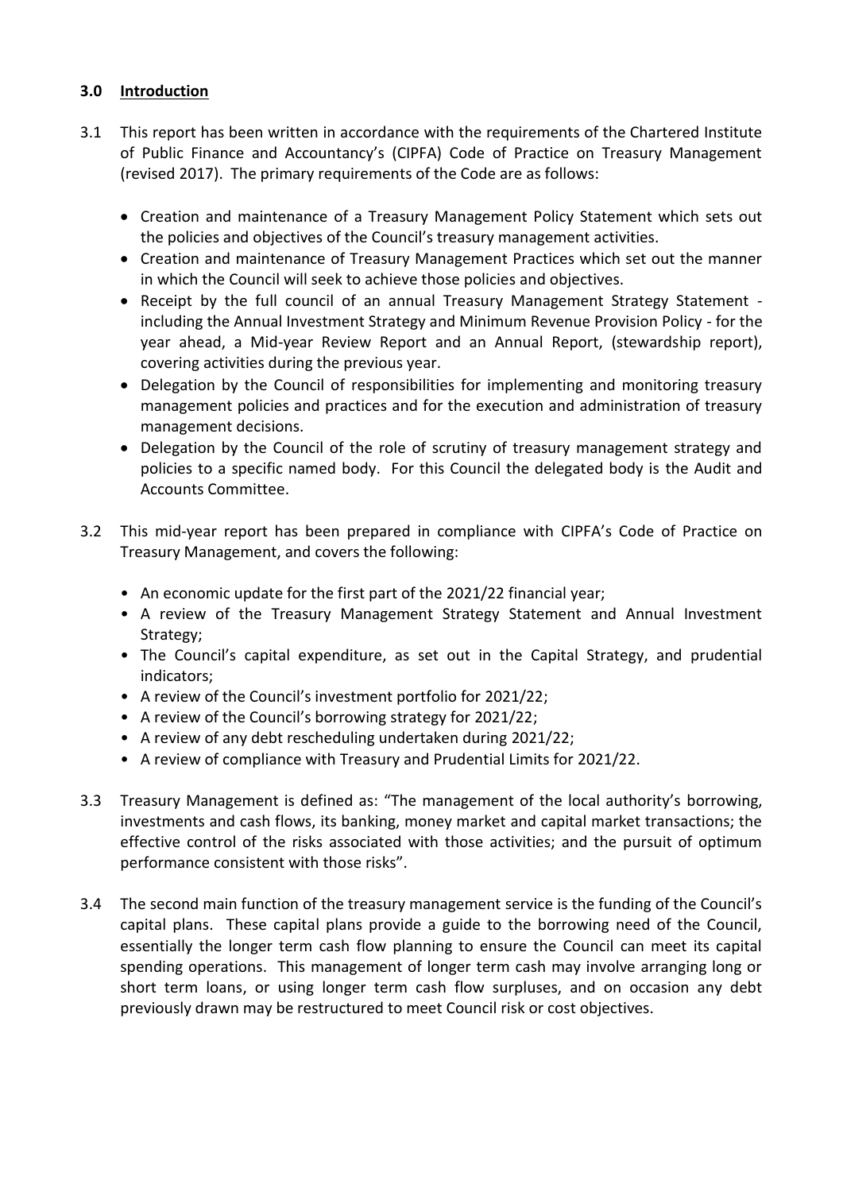## 3.0 Introduction

3.1 This report has been written in accordance with the requirements of the Chartered Institute of Public Finance and Accountancy's (CIPFA) Code of Practice on Treasury Management (revised 2017). The primary requirements of the Code are as follows:

- Creation and maintenance of a Treasury Management Policy Statement which sets out the policies and objectives of the Council's treasury management activities.
- Creation and maintenance of Treasury Management Practices which set out the manner in which the Council will seek to achieve those policies and objectives.
- Receipt by the full council of an annual Treasury Management Strategy Statement - including the Annual Investment Strategy and Minimum Revenue Provision Policy - for the year ahead, a Mid-year Review Report and an Annual Report, (stewardship report), covering activities during the previous year.
- Delegation by the Council of responsibilities for implementing and monitoring treasury management policies and practices and for the execution and administration of treasury management decisions.
- Delegation by the Council of the role of scrutiny of treasury management strategy and policies to a specific named body. For this Council the delegated body is the Audit and Accounts Committee.

3.2 This mid-year report has been prepared in compliance with CIPFA's Code of Practice on Treasury Management, and covers the following:

- An economic update for the first part of the 2021/22 financial year;
- A review of the Treasury Management Strategy Statement and Annual Investment Strategy;
- The Council's capital expenditure, as set out in the Capital Strategy, and prudential indicators;
- A review of the Council's investment portfolio for 2021/22;
- A review of the Council's borrowing strategy for 2021/22;
- A review of any debt rescheduling undertaken during 2021/22;
- A review of compliance with Treasury and Prudential Limits for 2021/22.

3.3 Treasury Management is defined as: "The management of the local authority's borrowing, investments and cash flows, its banking, money market and capital market transactions; the effective control of the risks associated with those activities; and the pursuit of optimum performance consistent with those risks".

3.4 The second main function of the treasury management service is the funding of the Council's capital plans. These capital plans provide a guide to the borrowing need of the Council, essentially the longer term cash flow planning to ensure the Council can meet its capital spending operations. This management of longer term cash may involve arranging long or short term loans, or using longer term cash flow surpluses, and on occasion any debt previously drawn may be restructured to meet Council risk or cost objectives.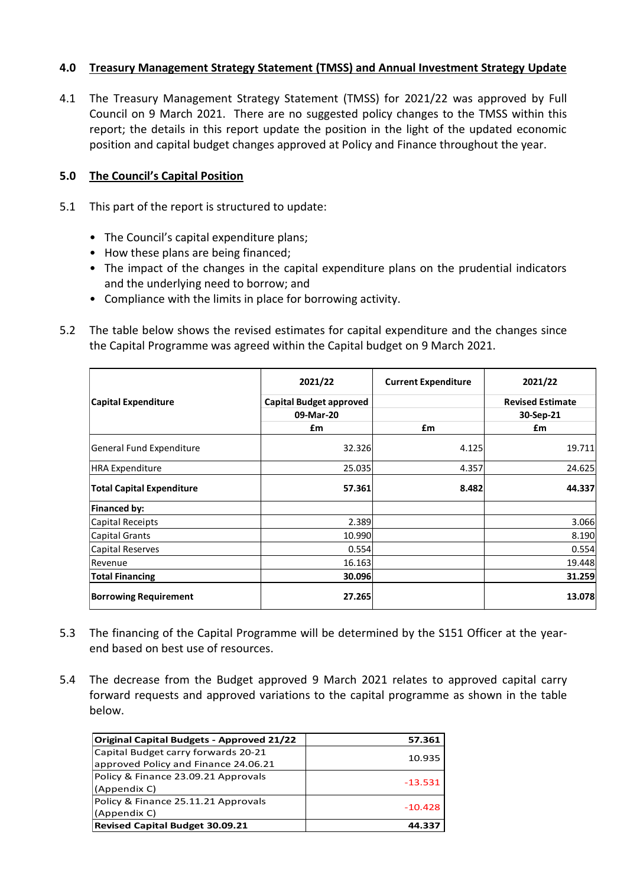## 4.0 Treasury Management Strategy Statement (TMSS) and Annual Investment Strategy Update

4.1 The Treasury Management Strategy Statement (TMSS) for 2021/22 was approved by Full Council on 9 March 2021. There are no suggested policy changes to the TMSS within this report; the details in this report update the position in the light of the updated economic position and capital budget changes approved at Policy and Finance throughout the year.

## 5.0 The Council's Capital Position

5.1 This part of the report is structured to update:

- The Council's capital expenditure plans;
- How these plans are being financed;
- The impact of the changes in the capital expenditure plans on the prudential indicators and the underlying need to borrow; and
- Compliance with the limits in place for borrowing activity.

5.2 The table below shows the revised estimates for capital expenditure and the changes since the Capital Programme was agreed within the Capital budget on 9 March 2021.

| Capital Expenditure | 2021/22 Capital Budget approved 09-Mar-20 £m | Current Expenditure £m | 2021/22 Revised Estimate 30-Sep-21 £m |
|---|---|---|---|
| General Fund Expenditure | 32.326 | 4.125 | 19.711 |
| HRA Expenditure | 25.035 | 4.357 | 24.625 |
| **Total Capital Expenditure** | **57.361** | **8.482** | **44.337** |
| **Financed by:** | | | |
| Capital Receipts | 2.389 | | 3.066 |
| Capital Grants | 10.990 | | 8.190 |
| Capital Reserves | 0.554 | | 0.554 |
| Revenue | 16.163 | | 19.448 |
| **Total Financing** | **30.096** | | **31.259** |
| **Borrowing Requirement** | **27.265** | | **13.078** |

5.3 The financing of the Capital Programme will be determined by the S151 Officer at the year-end based on best use of resources.

5.4 The decrease from the Budget approved 9 March 2021 relates to approved capital carry forward requests and approved variations to the capital programme as shown in the table below.

| **Original Capital Budgets - Approved 21/22** | **57.361** |
|---|---|
| Capital Budget carry forwards 20-21 approved Policy and Finance 24.06.21 | 10.935 |
| Policy & Finance 23.09.21 Approvals (Appendix C) | -13.531 |
| Policy & Finance 25.11.21 Approvals (Appendix C) | -10.428 |
| **Revised Capital Budget 30.09.21** | **44.337** |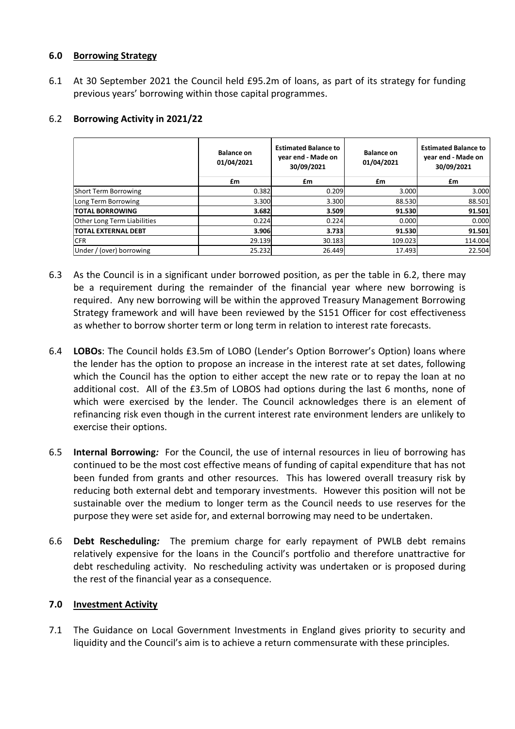## 6.0 Borrowing Strategy

6.1 At 30 September 2021 the Council held £95.2m of loans, as part of its strategy for funding previous years' borrowing within those capital programmes.

6.2 **Borrowing Activity in 2021/22**

| | Balance on 01/04/2021 | Estimated Balance to year end - Made on 30/09/2021 | Balance on 01/04/2021 | Estimated Balance to year end - Made on 30/09/2021 |
|---|---|---|---|---|
| | £m | £m | £m | £m |
| Short Term Borrowing | 0.382 | 0.209 | 3.000 | 3.000 |
| Long Term Borrowing | 3.300 | 3.300 | 88.530 | 88.501 |
| **TOTAL BORROWING** | **3.682** | **3.509** | **91.530** | **91.501** |
| Other Long Term Liabilities | 0.224 | 0.224 | 0.000 | 0.000 |
| **TOTAL EXTERNAL DEBT** | **3.906** | **3.733** | **91.530** | **91.501** |
| CFR | 29.139 | 30.183 | 109.023 | 114.004 |
| Under / (over) borrowing | 25.232 | 26.449 | 17.493 | 22.504 |

6.3 As the Council is in a significant under borrowed position, as per the table in 6.2, there may be a requirement during the remainder of the financial year where new borrowing is required. Any new borrowing will be within the approved Treasury Management Borrowing Strategy framework and will have been reviewed by the S151 Officer for cost effectiveness as whether to borrow shorter term or long term in relation to interest rate forecasts.

6.4 **LOBOs**: The Council holds £3.5m of LOBO (Lender's Option Borrower's Option) loans where the lender has the option to propose an increase in the interest rate at set dates, following which the Council has the option to either accept the new rate or to repay the loan at no additional cost. All of the £3.5m of LOBOS had options during the last 6 months, none of which were exercised by the lender. The Council acknowledges there is an element of refinancing risk even though in the current interest rate environment lenders are unlikely to exercise their options.

6.5 **Internal Borrowing***:* For the Council, the use of internal resources in lieu of borrowing has continued to be the most cost effective means of funding of capital expenditure that has not been funded from grants and other resources. This has lowered overall treasury risk by reducing both external debt and temporary investments. However this position will not be sustainable over the medium to longer term as the Council needs to use reserves for the purpose they were set aside for, and external borrowing may need to be undertaken.

6.6 **Debt Rescheduling***:* The premium charge for early repayment of PWLB debt remains relatively expensive for the loans in the Council's portfolio and therefore unattractive for debt rescheduling activity. No rescheduling activity was undertaken or is proposed during the rest of the financial year as a consequence.

## 7.0 Investment Activity

7.1 The Guidance on Local Government Investments in England gives priority to security and liquidity and the Council's aim is to achieve a return commensurate with these principles.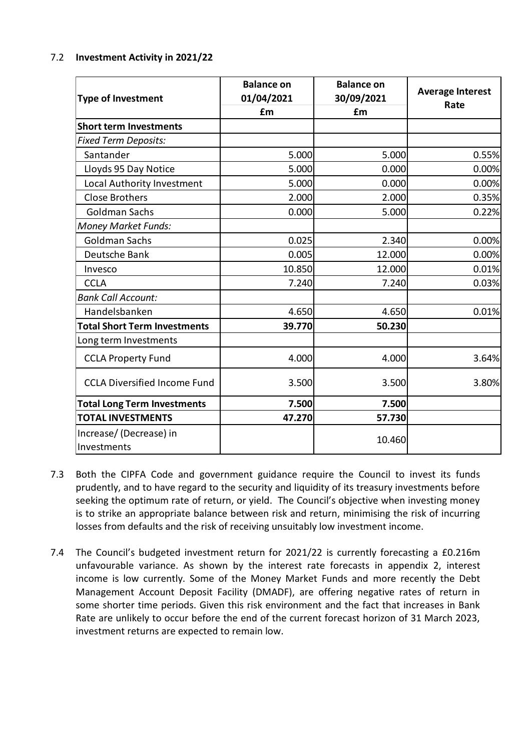7.2 **Investment Activity in 2021/22**

| Type of Investment | Balance on 01/04/2021 £m | Balance on 30/09/2021 £m | Average Interest Rate |
|---|---|---|---|
| **Short term Investments** | | | |
| *Fixed Term Deposits:* | | | |
| Santander | 5.000 | 5.000 | 0.55% |
| Lloyds 95 Day Notice | 5.000 | 0.000 | 0.00% |
| Local Authority Investment | 5.000 | 0.000 | 0.00% |
| Close Brothers | 2.000 | 2.000 | 0.35% |
| Goldman Sachs | 0.000 | 5.000 | 0.22% |
| *Money Market Funds:* | | | |
| Goldman Sachs | 0.025 | 2.340 | 0.00% |
| Deutsche Bank | 0.005 | 12.000 | 0.00% |
| Invesco | 10.850 | 12.000 | 0.01% |
| CCLA | 7.240 | 7.240 | 0.03% |
| *Bank Call Account:* | | | |
| Handelsbanken | 4.650 | 4.650 | 0.01% |
| **Total Short Term Investments** | **39.770** | **50.230** | |
| Long term Investments | | | |
| CCLA Property Fund | 4.000 | 4.000 | 3.64% |
| CCLA Diversified Income Fund | 3.500 | 3.500 | 3.80% |
| **Total Long Term Investments** | **7.500** | **7.500** | |
| **TOTAL INVESTMENTS** | **47.270** | **57.730** | |
| Increase/ (Decrease) in Investments | | 10.460 | |

7.3 Both the CIPFA Code and government guidance require the Council to invest its funds prudently, and to have regard to the security and liquidity of its treasury investments before seeking the optimum rate of return, or yield. The Council's objective when investing money is to strike an appropriate balance between risk and return, minimising the risk of incurring losses from defaults and the risk of receiving unsuitably low investment income.

7.4 The Council's budgeted investment return for 2021/22 is currently forecasting a £0.216m unfavourable variance. As shown by the interest rate forecasts in appendix 2, interest income is low currently. Some of the Money Market Funds and more recently the Debt Management Account Deposit Facility (DMADF), are offering negative rates of return in some shorter time periods. Given this risk environment and the fact that increases in Bank Rate are unlikely to occur before the end of the current forecast horizon of 31 March 2023, investment returns are expected to remain low.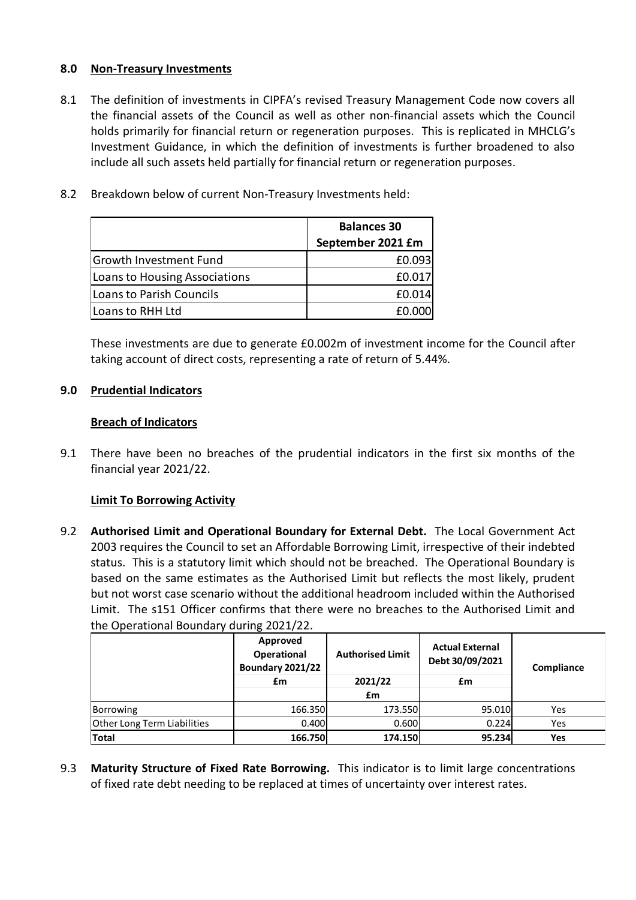## 8.0 Non-Treasury Investments

8.1 The definition of investments in CIPFA's revised Treasury Management Code now covers all the financial assets of the Council as well as other non-financial assets which the Council holds primarily for financial return or regeneration purposes. This is replicated in MHCLG's Investment Guidance, in which the definition of investments is further broadened to also include all such assets held partially for financial return or regeneration purposes.

8.2 Breakdown below of current Non-Treasury Investments held:

| | Balances 30 September 2021 £m |
|---|---|
| Growth Investment Fund | £0.093 |
| Loans to Housing Associations | £0.017 |
| Loans to Parish Councils | £0.014 |
| Loans to RHH Ltd | £0.000 |

These investments are due to generate £0.002m of investment income for the Council after taking account of direct costs, representing a rate of return of 5.44%.

## 9.0 Prudential Indicators

### Breach of Indicators

9.1 There have been no breaches of the prudential indicators in the first six months of the financial year 2021/22.

### Limit To Borrowing Activity

9.2 **Authorised Limit and Operational Boundary for External Debt.** The Local Government Act 2003 requires the Council to set an Affordable Borrowing Limit, irrespective of their indebted status. This is a statutory limit which should not be breached. The Operational Boundary is based on the same estimates as the Authorised Limit but reflects the most likely, prudent but not worst case scenario without the additional headroom included within the Authorised Limit. The s151 Officer confirms that there were no breaches to the Authorised Limit and the Operational Boundary during 2021/22.

| | Approved Operational Boundary 2021/22 £m | Authorised Limit 2021/22 £m | Actual External Debt 30/09/2021 £m | Compliance |
|---|---|---|---|---|
| Borrowing | 166.350 | 173.550 | 95.010 | Yes |
| Other Long Term Liabilities | 0.400 | 0.600 | 0.224 | Yes |
| **Total** | **166.750** | **174.150** | **95.234** | **Yes** |

9.3 **Maturity Structure of Fixed Rate Borrowing.** This indicator is to limit large concentrations of fixed rate debt needing to be replaced at times of uncertainty over interest rates.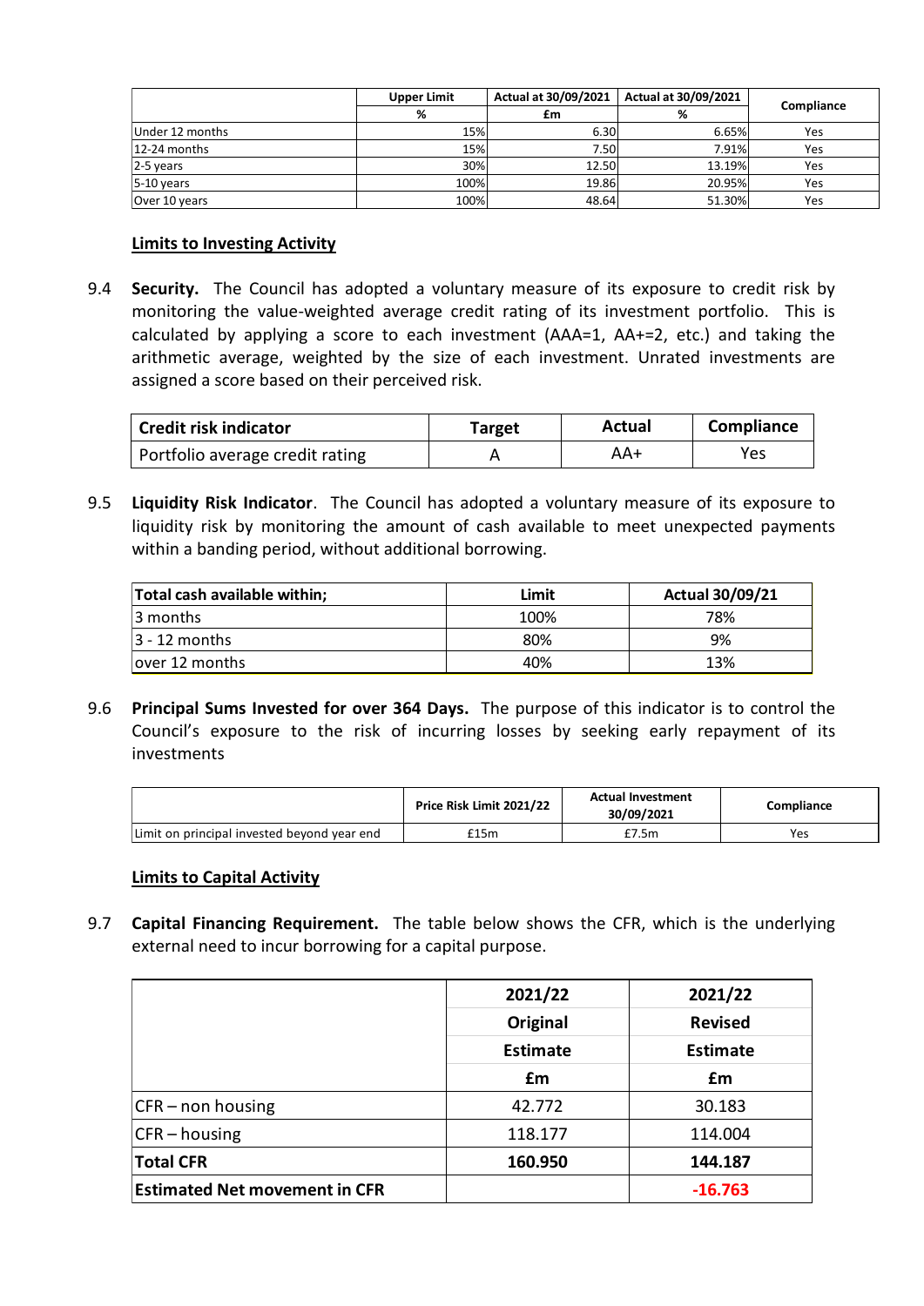| | Upper Limit | Actual at 30/09/2021 | Actual at 30/09/2021 | Compliance |
|---|---|---|---|---|
| | % | £m | % | |
| Under 12 months | 15% | 6.30 | 6.65% | Yes |
| 12-24 months | 15% | 7.50 | 7.91% | Yes |
| 2-5 years | 30% | 12.50 | 13.19% | Yes |
| 5-10 years | 100% | 19.86 | 20.95% | Yes |
| Over 10 years | 100% | 48.64 | 51.30% | Yes |

**Limits to Investing Activity**

9.4 **Security.** The Council has adopted a voluntary measure of its exposure to credit risk by monitoring the value-weighted average credit rating of its investment portfolio. This is calculated by applying a score to each investment (AAA=1, AA+=2, etc.) and taking the arithmetic average, weighted by the size of each investment. Unrated investments are assigned a score based on their perceived risk.

| Credit risk indicator | Target | Actual | Compliance |
|---|---|---|---|
| Portfolio average credit rating | A | AA+ | Yes |

9.5 **Liquidity Risk Indicator**. The Council has adopted a voluntary measure of its exposure to liquidity risk by monitoring the amount of cash available to meet unexpected payments within a banding period, without additional borrowing.

| Total cash available within; | Limit | Actual 30/09/21 |
|---|---|---|
| 3 months | 100% | 78% |
| 3 - 12 months | 80% | 9% |
| over 12 months | 40% | 13% |

9.6 **Principal Sums Invested for over 364 Days.** The purpose of this indicator is to control the Council's exposure to the risk of incurring losses by seeking early repayment of its investments

| | Price Risk Limit 2021/22 | Actual Investment 30/09/2021 | Compliance |
|---|---|---|---|
| Limit on principal invested beyond year end | £15m | £7.5m | Yes |

**Limits to Capital Activity**

9.7 **Capital Financing Requirement.** The table below shows the CFR, which is the underlying external need to incur borrowing for a capital purpose.

| | 2021/22 Original Estimate £m | 2021/22 Revised Estimate £m |
|---|---|---|
| CFR – non housing | 42.772 | 30.183 |
| CFR – housing | 118.177 | 114.004 |
| **Total CFR** | **160.950** | **144.187** |
| **Estimated Net movement in CFR** | | **-16.763** |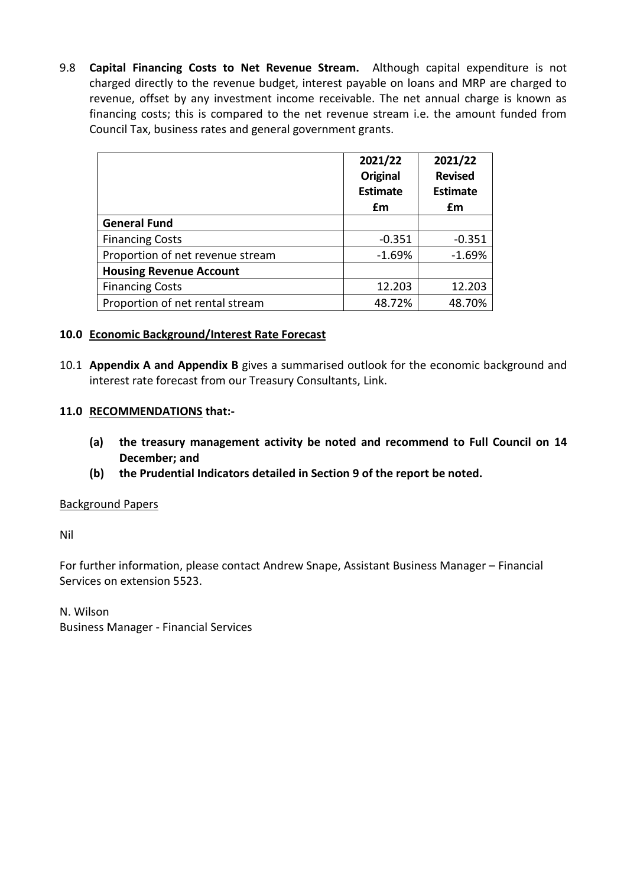9.8 **Capital Financing Costs to Net Revenue Stream.** Although capital expenditure is not charged directly to the revenue budget, interest payable on loans and MRP are charged to revenue, offset by any investment income receivable. The net annual charge is known as financing costs; this is compared to the net revenue stream i.e. the amount funded from Council Tax, business rates and general government grants.

| | 2021/22 Original Estimate £m | 2021/22 Revised Estimate £m |
|---|---|---|
| **General Fund** | | |
| Financing Costs | -0.351 | -0.351 |
| Proportion of net revenue stream | -1.69% | -1.69% |
| **Housing Revenue Account** | | |
| Financing Costs | 12.203 | 12.203 |
| Proportion of net rental stream | 48.72% | 48.70% |

## 10.0 Economic Background/Interest Rate Forecast

10.1 **Appendix A and Appendix B** gives a summarised outlook for the economic background and interest rate forecast from our Treasury Consultants, Link.

## 11.0 RECOMMENDATIONS that:-

**(a) the treasury management activity be noted and recommend to Full Council on 14 December; and**

**(b) the Prudential Indicators detailed in Section 9 of the report be noted.**

Background Papers

Nil

For further information, please contact Andrew Snape, Assistant Business Manager – Financial Services on extension 5523.

N. Wilson
Business Manager - Financial Services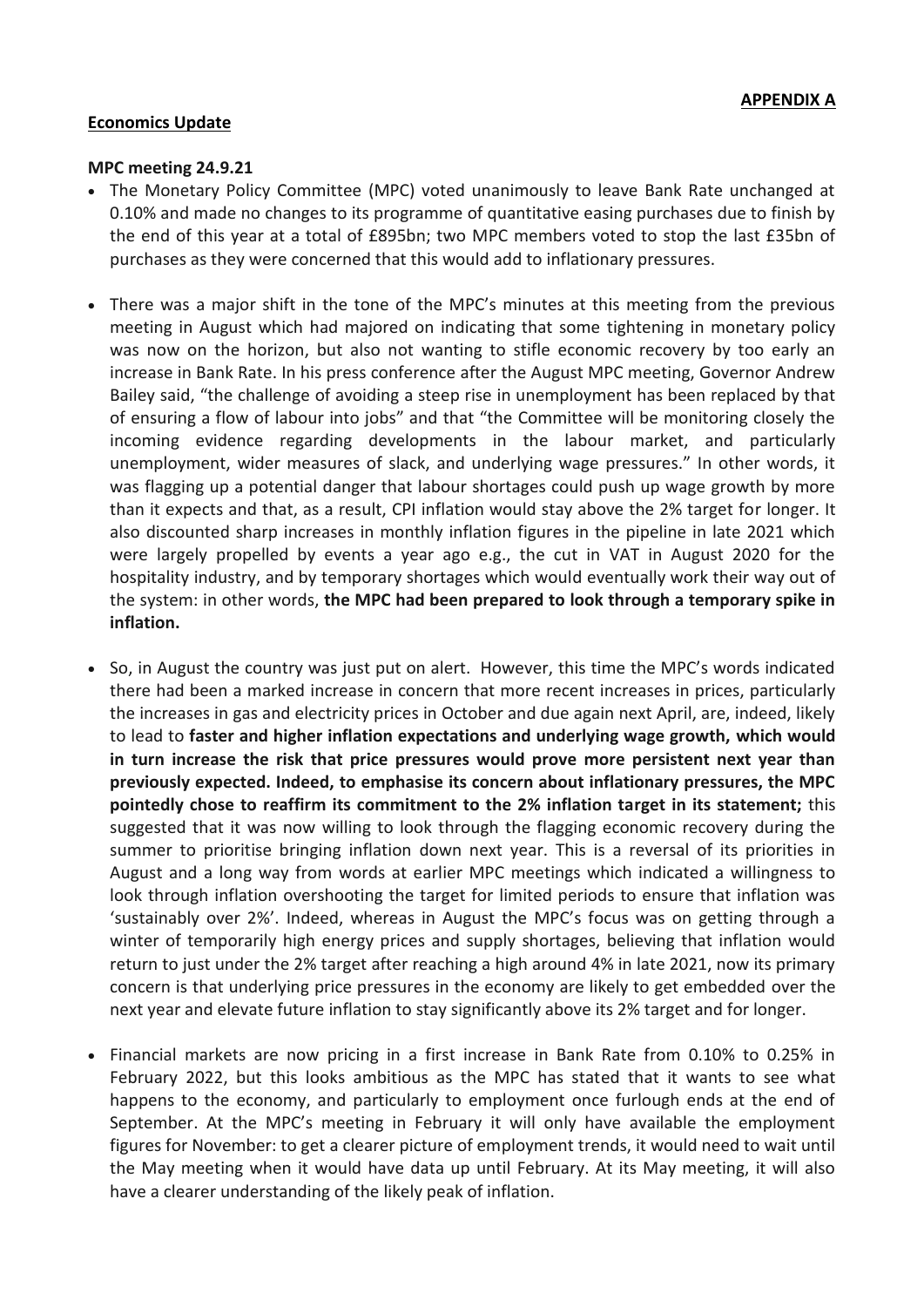**APPENDIX A**

**Economics Update**

**MPC meeting 24.9.21**

- The Monetary Policy Committee (MPC) voted unanimously to leave Bank Rate unchanged at 0.10% and made no changes to its programme of quantitative easing purchases due to finish by the end of this year at a total of £895bn; two MPC members voted to stop the last £35bn of purchases as they were concerned that this would add to inflationary pressures.

- There was a major shift in the tone of the MPC's minutes at this meeting from the previous meeting in August which had majored on indicating that some tightening in monetary policy was now on the horizon, but also not wanting to stifle economic recovery by too early an increase in Bank Rate. In his press conference after the August MPC meeting, Governor Andrew Bailey said, "the challenge of avoiding a steep rise in unemployment has been replaced by that of ensuring a flow of labour into jobs" and that "the Committee will be monitoring closely the incoming evidence regarding developments in the labour market, and particularly unemployment, wider measures of slack, and underlying wage pressures." In other words, it was flagging up a potential danger that labour shortages could push up wage growth by more than it expects and that, as a result, CPI inflation would stay above the 2% target for longer. It also discounted sharp increases in monthly inflation figures in the pipeline in late 2021 which were largely propelled by events a year ago e.g., the cut in VAT in August 2020 for the hospitality industry, and by temporary shortages which would eventually work their way out of the system: in other words, **the MPC had been prepared to look through a temporary spike in inflation.**

- So, in August the country was just put on alert. However, this time the MPC's words indicated there had been a marked increase in concern that more recent increases in prices, particularly the increases in gas and electricity prices in October and due again next April, are, indeed, likely to lead to **faster and higher inflation expectations and underlying wage growth, which would in turn increase the risk that price pressures would prove more persistent next year than previously expected. Indeed, to emphasise its concern about inflationary pressures, the MPC pointedly chose to reaffirm its commitment to the 2% inflation target in its statement;** this suggested that it was now willing to look through the flagging economic recovery during the summer to prioritise bringing inflation down next year. This is a reversal of its priorities in August and a long way from words at earlier MPC meetings which indicated a willingness to look through inflation overshooting the target for limited periods to ensure that inflation was 'sustainably over 2%'. Indeed, whereas in August the MPC's focus was on getting through a winter of temporarily high energy prices and supply shortages, believing that inflation would return to just under the 2% target after reaching a high around 4% in late 2021, now its primary concern is that underlying price pressures in the economy are likely to get embedded over the next year and elevate future inflation to stay significantly above its 2% target and for longer.

- Financial markets are now pricing in a first increase in Bank Rate from 0.10% to 0.25% in February 2022, but this looks ambitious as the MPC has stated that it wants to see what happens to the economy, and particularly to employment once furlough ends at the end of September. At the MPC's meeting in February it will only have available the employment figures for November: to get a clearer picture of employment trends, it would need to wait until the May meeting when it would have data up until February. At its May meeting, it will also have a clearer understanding of the likely peak of inflation.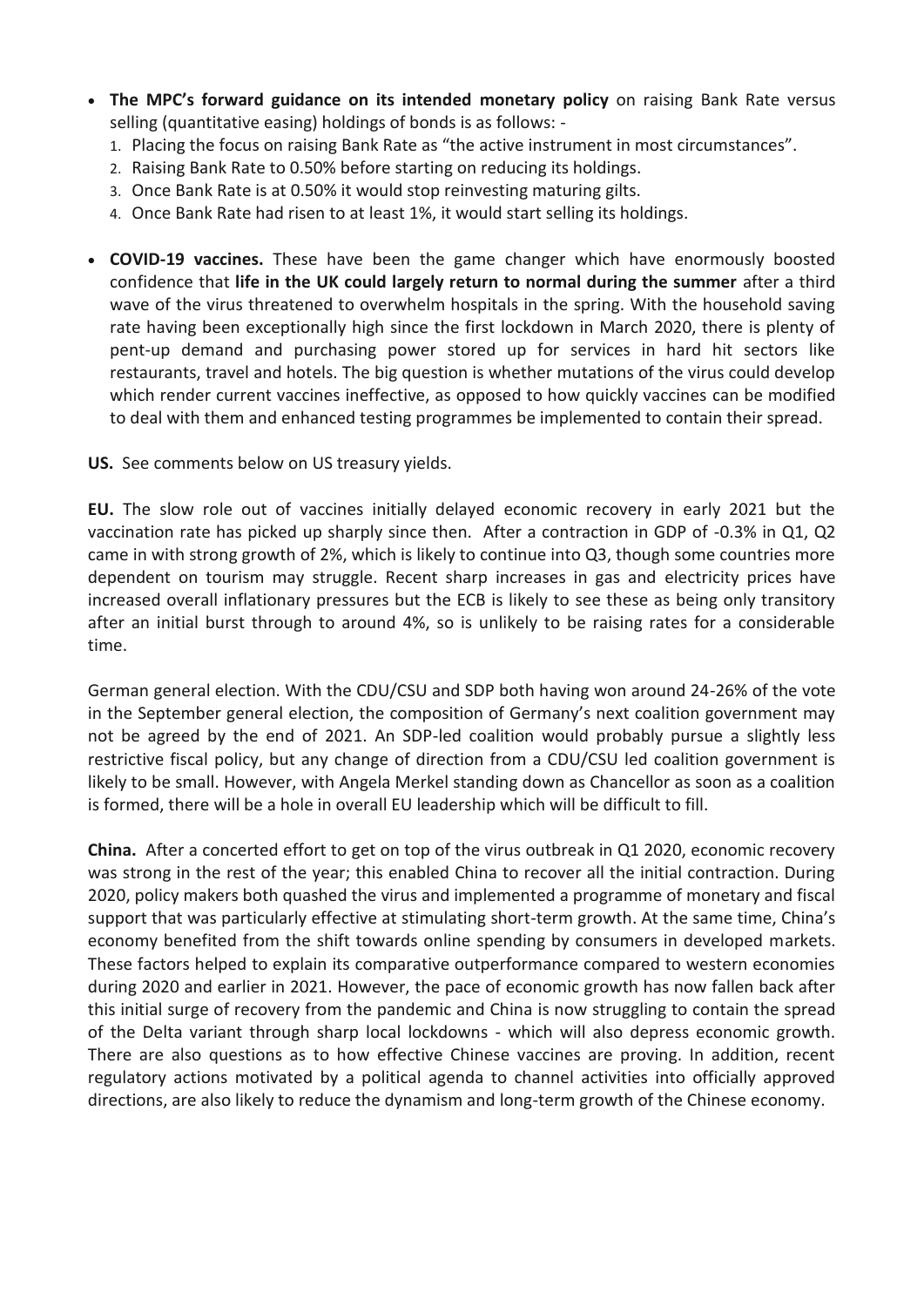- **The MPC's forward guidance on its intended monetary policy** on raising Bank Rate versus selling (quantitative easing) holdings of bonds is as follows: -
  1. Placing the focus on raising Bank Rate as "the active instrument in most circumstances".
  2. Raising Bank Rate to 0.50% before starting on reducing its holdings.
  3. Once Bank Rate is at 0.50% it would stop reinvesting maturing gilts.
  4. Once Bank Rate had risen to at least 1%, it would start selling its holdings.

- **COVID-19 vaccines.** These have been the game changer which have enormously boosted confidence that **life in the UK could largely return to normal during the summer** after a third wave of the virus threatened to overwhelm hospitals in the spring. With the household saving rate having been exceptionally high since the first lockdown in March 2020, there is plenty of pent-up demand and purchasing power stored up for services in hard hit sectors like restaurants, travel and hotels. The big question is whether mutations of the virus could develop which render current vaccines ineffective, as opposed to how quickly vaccines can be modified to deal with them and enhanced testing programmes be implemented to contain their spread.

**US.** See comments below on US treasury yields.

**EU.** The slow role out of vaccines initially delayed economic recovery in early 2021 but the vaccination rate has picked up sharply since then. After a contraction in GDP of -0.3% in Q1, Q2 came in with strong growth of 2%, which is likely to continue into Q3, though some countries more dependent on tourism may struggle. Recent sharp increases in gas and electricity prices have increased overall inflationary pressures but the ECB is likely to see these as being only transitory after an initial burst through to around 4%, so is unlikely to be raising rates for a considerable time.

German general election. With the CDU/CSU and SDP both having won around 24-26% of the vote in the September general election, the composition of Germany's next coalition government may not be agreed by the end of 2021. An SDP-led coalition would probably pursue a slightly less restrictive fiscal policy, but any change of direction from a CDU/CSU led coalition government is likely to be small. However, with Angela Merkel standing down as Chancellor as soon as a coalition is formed, there will be a hole in overall EU leadership which will be difficult to fill.

**China.** After a concerted effort to get on top of the virus outbreak in Q1 2020, economic recovery was strong in the rest of the year; this enabled China to recover all the initial contraction. During 2020, policy makers both quashed the virus and implemented a programme of monetary and fiscal support that was particularly effective at stimulating short-term growth. At the same time, China's economy benefited from the shift towards online spending by consumers in developed markets. These factors helped to explain its comparative outperformance compared to western economies during 2020 and earlier in 2021. However, the pace of economic growth has now fallen back after this initial surge of recovery from the pandemic and China is now struggling to contain the spread of the Delta variant through sharp local lockdowns - which will also depress economic growth. There are also questions as to how effective Chinese vaccines are proving. In addition, recent regulatory actions motivated by a political agenda to channel activities into officially approved directions, are also likely to reduce the dynamism and long-term growth of the Chinese economy.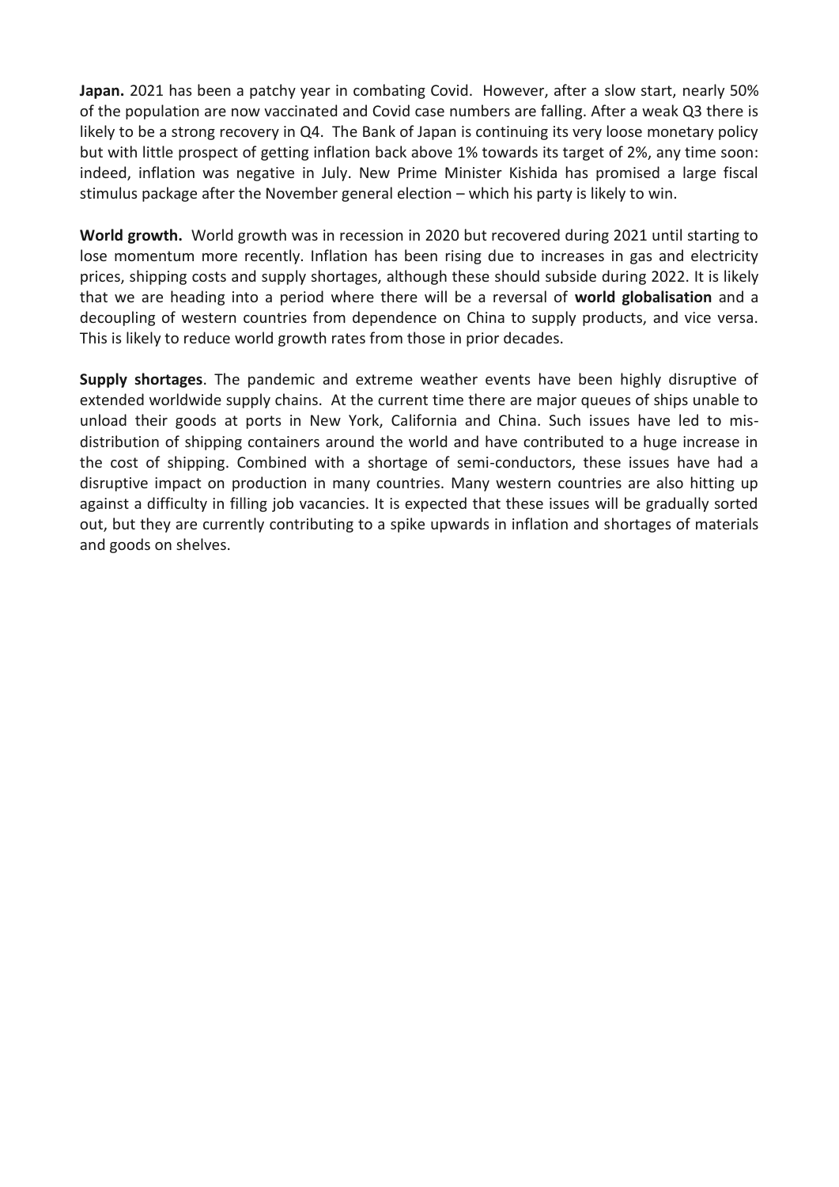**Japan.** 2021 has been a patchy year in combating Covid. However, after a slow start, nearly 50% of the population are now vaccinated and Covid case numbers are falling. After a weak Q3 there is likely to be a strong recovery in Q4. The Bank of Japan is continuing its very loose monetary policy but with little prospect of getting inflation back above 1% towards its target of 2%, any time soon: indeed, inflation was negative in July. New Prime Minister Kishida has promised a large fiscal stimulus package after the November general election – which his party is likely to win.

**World growth.** World growth was in recession in 2020 but recovered during 2021 until starting to lose momentum more recently. Inflation has been rising due to increases in gas and electricity prices, shipping costs and supply shortages, although these should subside during 2022. It is likely that we are heading into a period where there will be a reversal of **world globalisation** and a decoupling of western countries from dependence on China to supply products, and vice versa. This is likely to reduce world growth rates from those in prior decades.

**Supply shortages**. The pandemic and extreme weather events have been highly disruptive of extended worldwide supply chains. At the current time there are major queues of ships unable to unload their goods at ports in New York, California and China. Such issues have led to mis-distribution of shipping containers around the world and have contributed to a huge increase in the cost of shipping. Combined with a shortage of semi-conductors, these issues have had a disruptive impact on production in many countries. Many western countries are also hitting up against a difficulty in filling job vacancies. It is expected that these issues will be gradually sorted out, but they are currently contributing to a spike upwards in inflation and shortages of materials and goods on shelves.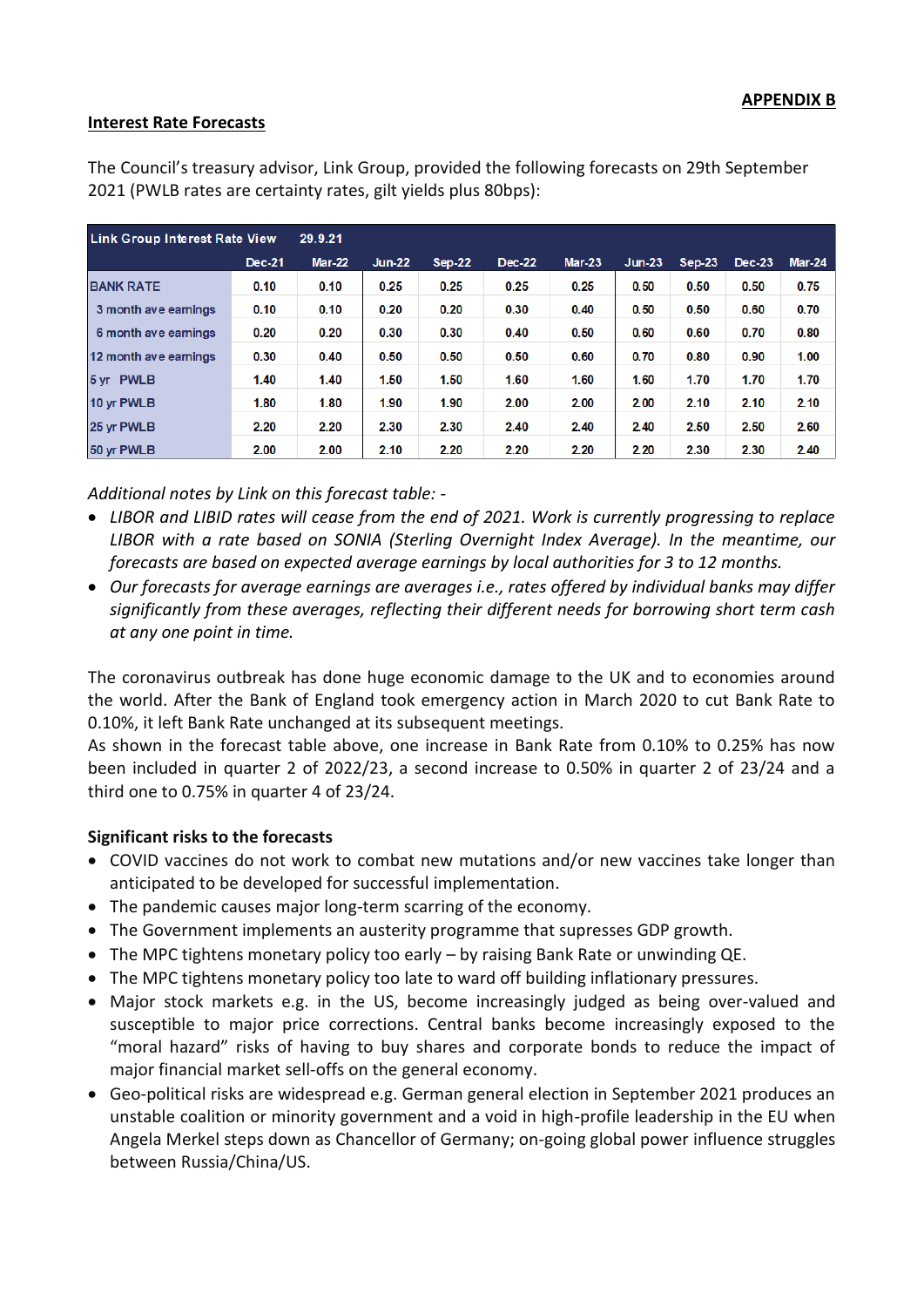**APPENDIX B**

## Interest Rate Forecasts

The Council's treasury advisor, Link Group, provided the following forecasts on 29th September 2021 (PWLB rates are certainty rates, gilt yields plus 80bps):

| Link Group Interest Rate View | 29.9.21 | | | | | | | | | |
|---|---|---|---|---|---|---|---|---|---|---|
| | Dec-21 | Mar-22 | Jun-22 | Sep-22 | Dec-22 | Mar-23 | Jun-23 | Sep-23 | Dec-23 | Mar-24 |
| BANK RATE | 0.10 | 0.10 | 0.25 | 0.25 | 0.25 | 0.25 | 0.50 | 0.50 | 0.50 | 0.75 |
| 3 month ave earnings | 0.10 | 0.10 | 0.20 | 0.20 | 0.30 | 0.40 | 0.50 | 0.50 | 0.60 | 0.70 |
| 6 month ave earnings | 0.20 | 0.20 | 0.30 | 0.30 | 0.40 | 0.50 | 0.60 | 0.60 | 0.70 | 0.80 |
| 12 month ave earnings | 0.30 | 0.40 | 0.50 | 0.50 | 0.50 | 0.60 | 0.70 | 0.80 | 0.90 | 1.00 |
| 5 yr PWLB | 1.40 | 1.40 | 1.50 | 1.50 | 1.60 | 1.60 | 1.60 | 1.70 | 1.70 | 1.70 |
| 10 yr PWLB | 1.80 | 1.80 | 1.90 | 1.90 | 2.00 | 2.00 | 2.00 | 2.10 | 2.10 | 2.10 |
| 25 yr PWLB | 2.20 | 2.20 | 2.30 | 2.30 | 2.40 | 2.40 | 2.40 | 2.50 | 2.50 | 2.60 |
| 50 yr PWLB | 2.00 | 2.00 | 2.10 | 2.20 | 2.20 | 2.20 | 2.20 | 2.30 | 2.30 | 2.40 |

*Additional notes by Link on this forecast table: -*

- *LIBOR and LIBID rates will cease from the end of 2021. Work is currently progressing to replace LIBOR with a rate based on SONIA (Sterling Overnight Index Average). In the meantime, our forecasts are based on expected average earnings by local authorities for 3 to 12 months.*
- *Our forecasts for average earnings are averages i.e., rates offered by individual banks may differ significantly from these averages, reflecting their different needs for borrowing short term cash at any one point in time.*

The coronavirus outbreak has done huge economic damage to the UK and to economies around the world. After the Bank of England took emergency action in March 2020 to cut Bank Rate to 0.10%, it left Bank Rate unchanged at its subsequent meetings.
As shown in the forecast table above, one increase in Bank Rate from 0.10% to 0.25% has now been included in quarter 2 of 2022/23, a second increase to 0.50% in quarter 2 of 23/24 and a third one to 0.75% in quarter 4 of 23/24.

### Significant risks to the forecasts

- COVID vaccines do not work to combat new mutations and/or new vaccines take longer than anticipated to be developed for successful implementation.
- The pandemic causes major long-term scarring of the economy.
- The Government implements an austerity programme that supresses GDP growth.
- The MPC tightens monetary policy too early – by raising Bank Rate or unwinding QE.
- The MPC tightens monetary policy too late to ward off building inflationary pressures.
- Major stock markets e.g. in the US, become increasingly judged as being over-valued and susceptible to major price corrections. Central banks become increasingly exposed to the "moral hazard" risks of having to buy shares and corporate bonds to reduce the impact of major financial market sell-offs on the general economy.
- Geo-political risks are widespread e.g. German general election in September 2021 produces an unstable coalition or minority government and a void in high-profile leadership in the EU when Angela Merkel steps down as Chancellor of Germany; on-going global power influence struggles between Russia/China/US.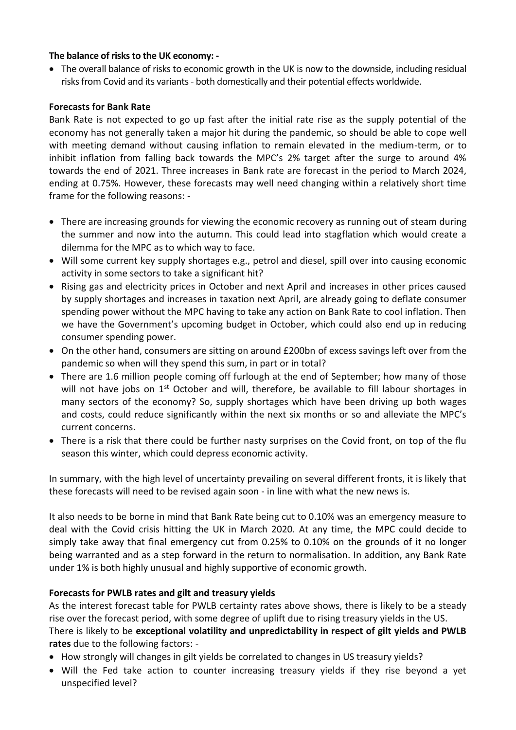**The balance of risks to the UK economy: -**

- The overall balance of risks to economic growth in the UK is now to the downside, including residual risks from Covid and its variants - both domestically and their potential effects worldwide.

**Forecasts for Bank Rate**

Bank Rate is not expected to go up fast after the initial rate rise as the supply potential of the economy has not generally taken a major hit during the pandemic, so should be able to cope well with meeting demand without causing inflation to remain elevated in the medium-term, or to inhibit inflation from falling back towards the MPC's 2% target after the surge to around 4% towards the end of 2021. Three increases in Bank rate are forecast in the period to March 2024, ending at 0.75%. However, these forecasts may well need changing within a relatively short time frame for the following reasons: -

- There are increasing grounds for viewing the economic recovery as running out of steam during the summer and now into the autumn. This could lead into stagflation which would create a dilemma for the MPC as to which way to face.
- Will some current key supply shortages e.g., petrol and diesel, spill over into causing economic activity in some sectors to take a significant hit?
- Rising gas and electricity prices in October and next April and increases in other prices caused by supply shortages and increases in taxation next April, are already going to deflate consumer spending power without the MPC having to take any action on Bank Rate to cool inflation. Then we have the Government's upcoming budget in October, which could also end up in reducing consumer spending power.
- On the other hand, consumers are sitting on around £200bn of excess savings left over from the pandemic so when will they spend this sum, in part or in total?
- There are 1.6 million people coming off furlough at the end of September; how many of those will not have jobs on 1st October and will, therefore, be available to fill labour shortages in many sectors of the economy? So, supply shortages which have been driving up both wages and costs, could reduce significantly within the next six months or so and alleviate the MPC's current concerns.
- There is a risk that there could be further nasty surprises on the Covid front, on top of the flu season this winter, which could depress economic activity.

In summary, with the high level of uncertainty prevailing on several different fronts, it is likely that these forecasts will need to be revised again soon - in line with what the new news is.

It also needs to be borne in mind that Bank Rate being cut to 0.10% was an emergency measure to deal with the Covid crisis hitting the UK in March 2020. At any time, the MPC could decide to simply take away that final emergency cut from 0.25% to 0.10% on the grounds of it no longer being warranted and as a step forward in the return to normalisation. In addition, any Bank Rate under 1% is both highly unusual and highly supportive of economic growth.

**Forecasts for PWLB rates and gilt and treasury yields**

As the interest forecast table for PWLB certainty rates above shows, there is likely to be a steady rise over the forecast period, with some degree of uplift due to rising treasury yields in the US. There is likely to be **exceptional volatility and unpredictability in respect of gilt yields and PWLB rates** due to the following factors: -

- How strongly will changes in gilt yields be correlated to changes in US treasury yields?
- Will the Fed take action to counter increasing treasury yields if they rise beyond a yet unspecified level?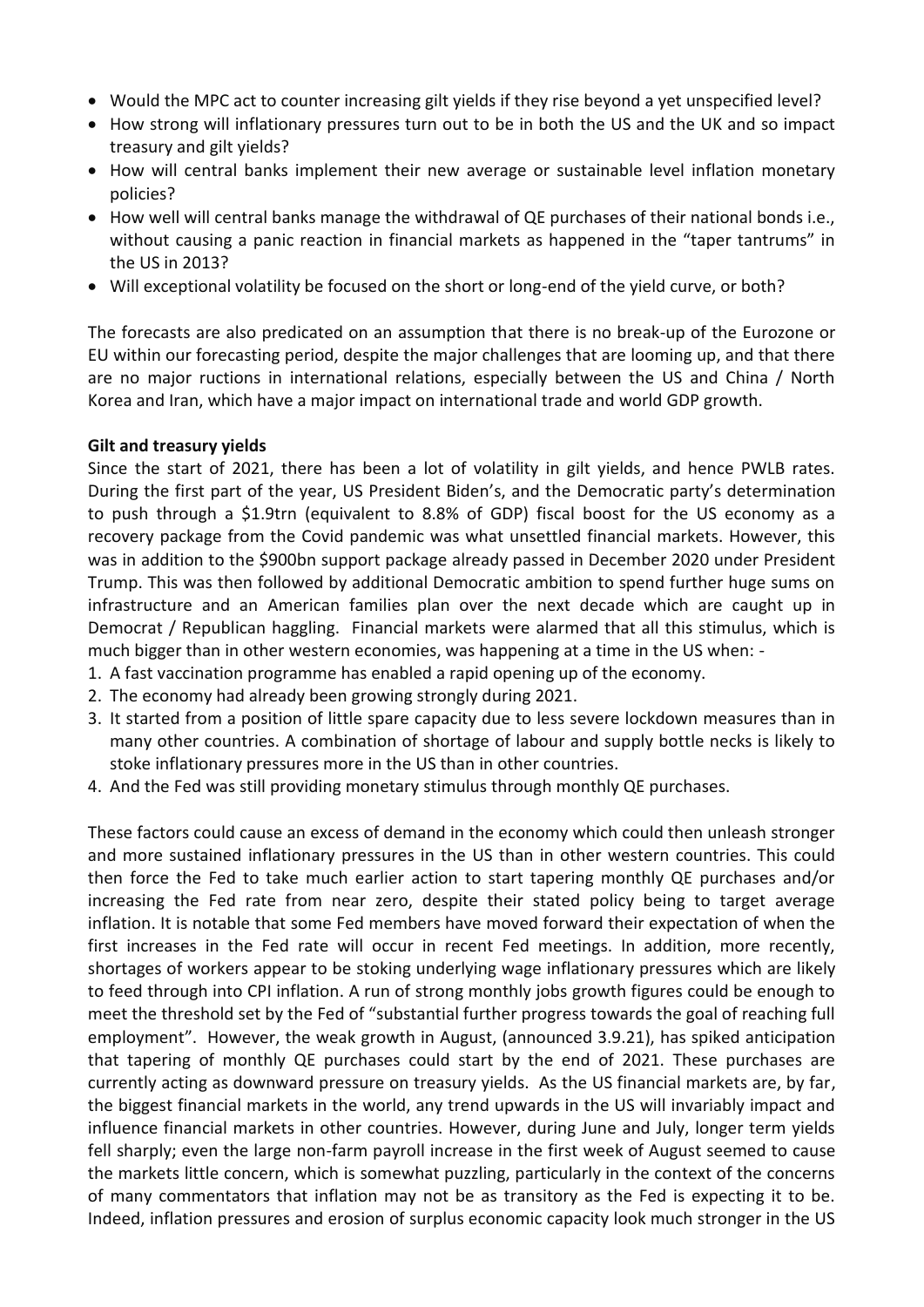- Would the MPC act to counter increasing gilt yields if they rise beyond a yet unspecified level?
- How strong will inflationary pressures turn out to be in both the US and the UK and so impact treasury and gilt yields?
- How will central banks implement their new average or sustainable level inflation monetary policies?
- How well will central banks manage the withdrawal of QE purchases of their national bonds i.e., without causing a panic reaction in financial markets as happened in the "taper tantrums" in the US in 2013?
- Will exceptional volatility be focused on the short or long-end of the yield curve, or both?

The forecasts are also predicated on an assumption that there is no break-up of the Eurozone or EU within our forecasting period, despite the major challenges that are looming up, and that there are no major ructions in international relations, especially between the US and China / North Korea and Iran, which have a major impact on international trade and world GDP growth.

**Gilt and treasury yields**

Since the start of 2021, there has been a lot of volatility in gilt yields, and hence PWLB rates. During the first part of the year, US President Biden's, and the Democratic party's determination to push through a $1.9trn (equivalent to 8.8% of GDP) fiscal boost for the US economy as a recovery package from the Covid pandemic was what unsettled financial markets. However, this was in addition to the $900bn support package already passed in December 2020 under President Trump. This was then followed by additional Democratic ambition to spend further huge sums on infrastructure and an American families plan over the next decade which are caught up in Democrat / Republican haggling. Financial markets were alarmed that all this stimulus, which is much bigger than in other western economies, was happening at a time in the US when: -

1. A fast vaccination programme has enabled a rapid opening up of the economy.
2. The economy had already been growing strongly during 2021.
3. It started from a position of little spare capacity due to less severe lockdown measures than in many other countries. A combination of shortage of labour and supply bottle necks is likely to stoke inflationary pressures more in the US than in other countries.
4. And the Fed was still providing monetary stimulus through monthly QE purchases.

These factors could cause an excess of demand in the economy which could then unleash stronger and more sustained inflationary pressures in the US than in other western countries. This could then force the Fed to take much earlier action to start tapering monthly QE purchases and/or increasing the Fed rate from near zero, despite their stated policy being to target average inflation. It is notable that some Fed members have moved forward their expectation of when the first increases in the Fed rate will occur in recent Fed meetings. In addition, more recently, shortages of workers appear to be stoking underlying wage inflationary pressures which are likely to feed through into CPI inflation. A run of strong monthly jobs growth figures could be enough to meet the threshold set by the Fed of "substantial further progress towards the goal of reaching full employment". However, the weak growth in August, (announced 3.9.21), has spiked anticipation that tapering of monthly QE purchases could start by the end of 2021. These purchases are currently acting as downward pressure on treasury yields. As the US financial markets are, by far, the biggest financial markets in the world, any trend upwards in the US will invariably impact and influence financial markets in other countries. However, during June and July, longer term yields fell sharply; even the large non-farm payroll increase in the first week of August seemed to cause the markets little concern, which is somewhat puzzling, particularly in the context of the concerns of many commentators that inflation may not be as transitory as the Fed is expecting it to be. Indeed, inflation pressures and erosion of surplus economic capacity look much stronger in the US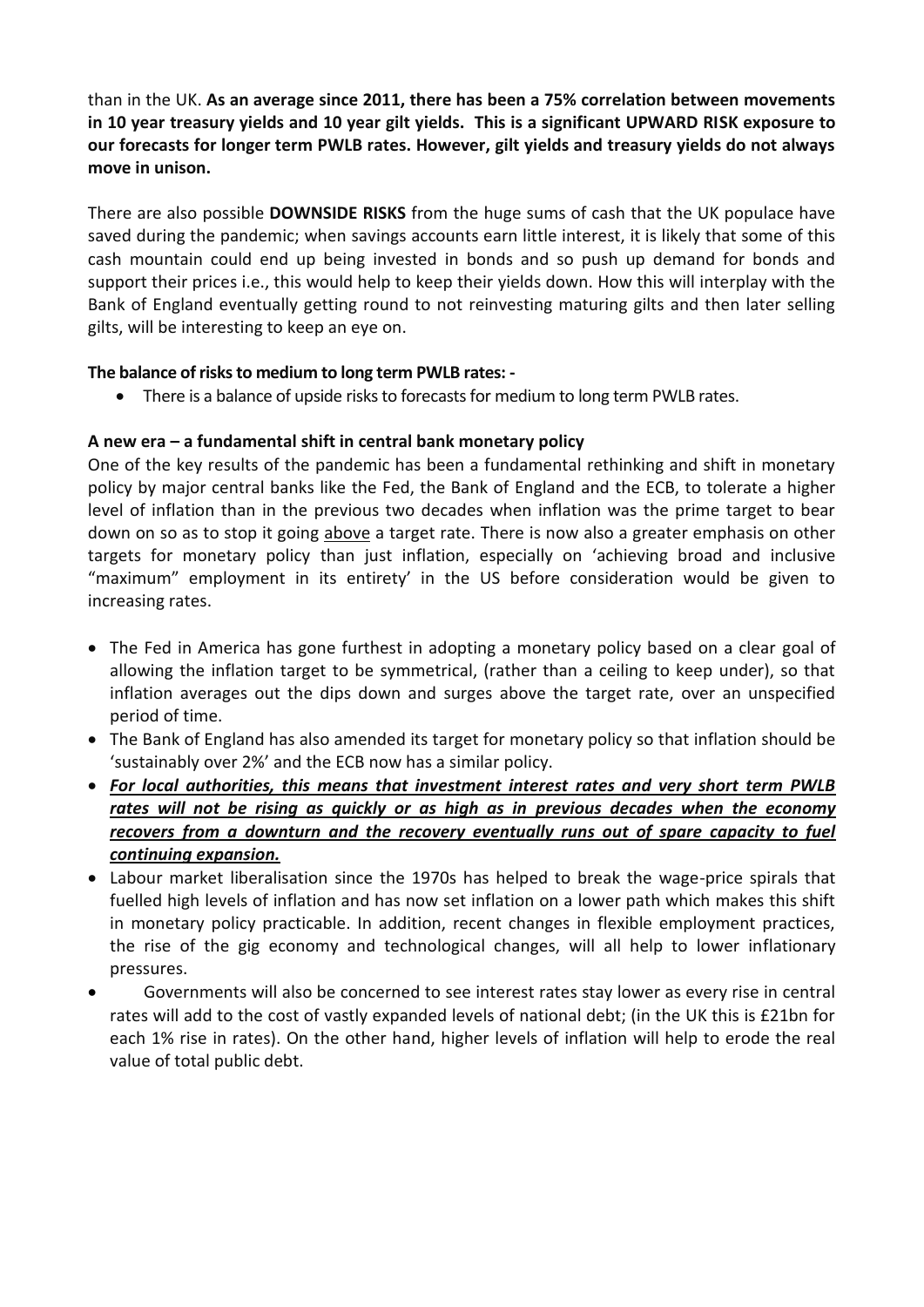than in the UK. **As an average since 2011, there has been a 75% correlation between movements in 10 year treasury yields and 10 year gilt yields. This is a significant UPWARD RISK exposure to our forecasts for longer term PWLB rates. However, gilt yields and treasury yields do not always move in unison.**

There are also possible **DOWNSIDE RISKS** from the huge sums of cash that the UK populace have saved during the pandemic; when savings accounts earn little interest, it is likely that some of this cash mountain could end up being invested in bonds and so push up demand for bonds and support their prices i.e., this would help to keep their yields down. How this will interplay with the Bank of England eventually getting round to not reinvesting maturing gilts and then later selling gilts, will be interesting to keep an eye on.

**The balance of risks to medium to long term PWLB rates: -**

- There is a balance of upside risks to forecasts for medium to long term PWLB rates.

**A new era – a fundamental shift in central bank monetary policy**

One of the key results of the pandemic has been a fundamental rethinking and shift in monetary policy by major central banks like the Fed, the Bank of England and the ECB, to tolerate a higher level of inflation than in the previous two decades when inflation was the prime target to bear down on so as to stop it going <u>above</u> a target rate. There is now also a greater emphasis on other targets for monetary policy than just inflation, especially on 'achieving broad and inclusive "maximum" employment in its entirety' in the US before consideration would be given to increasing rates.

- The Fed in America has gone furthest in adopting a monetary policy based on a clear goal of allowing the inflation target to be symmetrical, (rather than a ceiling to keep under), so that inflation averages out the dips down and surges above the target rate, over an unspecified period of time.
- The Bank of England has also amended its target for monetary policy so that inflation should be 'sustainably over 2%' and the ECB now has a similar policy.
- ***<u>For local authorities, this means that investment interest rates and very short term PWLB rates will not be rising as quickly or as high as in previous decades when the economy recovers from a downturn and the recovery eventually runs out of spare capacity to fuel continuing expansion.</u>***
- Labour market liberalisation since the 1970s has helped to break the wage-price spirals that fuelled high levels of inflation and has now set inflation on a lower path which makes this shift in monetary policy practicable. In addition, recent changes in flexible employment practices, the rise of the gig economy and technological changes, will all help to lower inflationary pressures.
- Governments will also be concerned to see interest rates stay lower as every rise in central rates will add to the cost of vastly expanded levels of national debt; (in the UK this is £21bn for each 1% rise in rates). On the other hand, higher levels of inflation will help to erode the real value of total public debt.